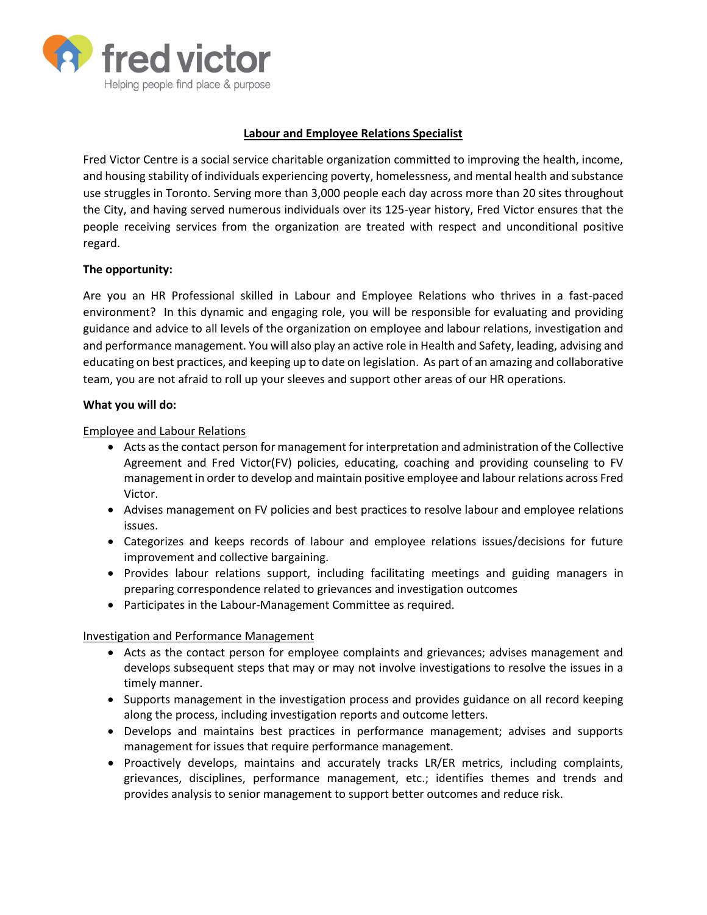fred victor
Helping people find place & purpose

# Labour and Employee Relations Specialist

Fred Victor Centre is a social service charitable organization committed to improving the health, income, and housing stability of individuals experiencing poverty, homelessness, and mental health and substance use struggles in Toronto. Serving more than 3,000 people each day across more than 20 sites throughout the City, and having served numerous individuals over its 125-year history, Fred Victor ensures that the people receiving services from the organization are treated with respect and unconditional positive regard.

**The opportunity:**

Are you an HR Professional skilled in Labour and Employee Relations who thrives in a fast-paced environment? In this dynamic and engaging role, you will be responsible for evaluating and providing guidance and advice to all levels of the organization on employee and labour relations, investigation and and performance management. You will also play an active role in Health and Safety, leading, advising and educating on best practices, and keeping up to date on legislation. As part of an amazing and collaborative team, you are not afraid to roll up your sleeves and support other areas of our HR operations.

**What you will do:**

Employee and Labour Relations

- Acts as the contact person for management for interpretation and administration of the Collective Agreement and Fred Victor(FV) policies, educating, coaching and providing counseling to FV management in order to develop and maintain positive employee and labour relations across Fred Victor.
- Advises management on FV policies and best practices to resolve labour and employee relations issues.
- Categorizes and keeps records of labour and employee relations issues/decisions for future improvement and collective bargaining.
- Provides labour relations support, including facilitating meetings and guiding managers in preparing correspondence related to grievances and investigation outcomes
- Participates in the Labour-Management Committee as required.

Investigation and Performance Management

- Acts as the contact person for employee complaints and grievances; advises management and develops subsequent steps that may or may not involve investigations to resolve the issues in a timely manner.
- Supports management in the investigation process and provides guidance on all record keeping along the process, including investigation reports and outcome letters.
- Develops and maintains best practices in performance management; advises and supports management for issues that require performance management.
- Proactively develops, maintains and accurately tracks LR/ER metrics, including complaints, grievances, disciplines, performance management, etc.; identifies themes and trends and provides analysis to senior management to support better outcomes and reduce risk.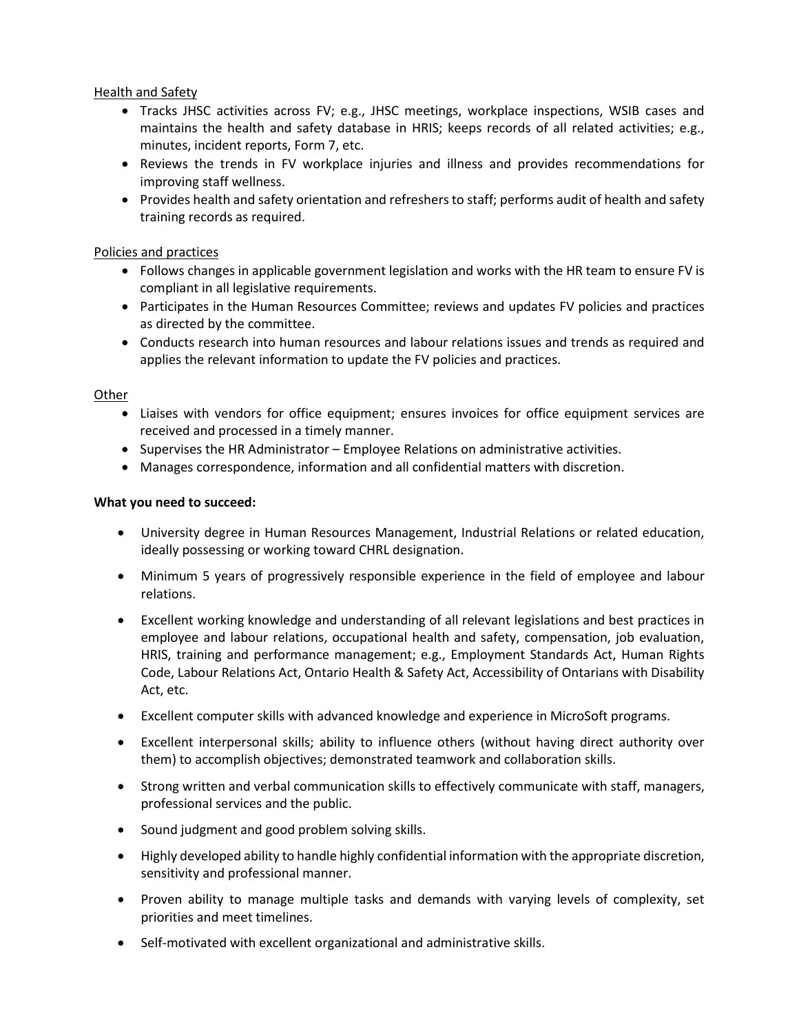Health and Safety

- Tracks JHSC activities across FV; e.g., JHSC meetings, workplace inspections, WSIB cases and maintains the health and safety database in HRIS; keeps records of all related activities; e.g., minutes, incident reports, Form 7, etc.
- Reviews the trends in FV workplace injuries and illness and provides recommendations for improving staff wellness.
- Provides health and safety orientation and refreshers to staff; performs audit of health and safety training records as required.

Policies and practices

- Follows changes in applicable government legislation and works with the HR team to ensure FV is compliant in all legislative requirements.
- Participates in the Human Resources Committee; reviews and updates FV policies and practices as directed by the committee.
- Conducts research into human resources and labour relations issues and trends as required and applies the relevant information to update the FV policies and practices.

Other

- Liaises with vendors for office equipment; ensures invoices for office equipment services are received and processed in a timely manner.
- Supervises the HR Administrator – Employee Relations on administrative activities.
- Manages correspondence, information and all confidential matters with discretion.

**What you need to succeed:**

- University degree in Human Resources Management, Industrial Relations or related education, ideally possessing or working toward CHRL designation.
- Minimum 5 years of progressively responsible experience in the field of employee and labour relations.
- Excellent working knowledge and understanding of all relevant legislations and best practices in employee and labour relations, occupational health and safety, compensation, job evaluation, HRIS, training and performance management; e.g., Employment Standards Act, Human Rights Code, Labour Relations Act, Ontario Health & Safety Act, Accessibility of Ontarians with Disability Act, etc.
- Excellent computer skills with advanced knowledge and experience in MicroSoft programs.
- Excellent interpersonal skills; ability to influence others (without having direct authority over them) to accomplish objectives; demonstrated teamwork and collaboration skills.
- Strong written and verbal communication skills to effectively communicate with staff, managers, professional services and the public.
- Sound judgment and good problem solving skills.
- Highly developed ability to handle highly confidential information with the appropriate discretion, sensitivity and professional manner.
- Proven ability to manage multiple tasks and demands with varying levels of complexity, set priorities and meet timelines.
- Self-motivated with excellent organizational and administrative skills.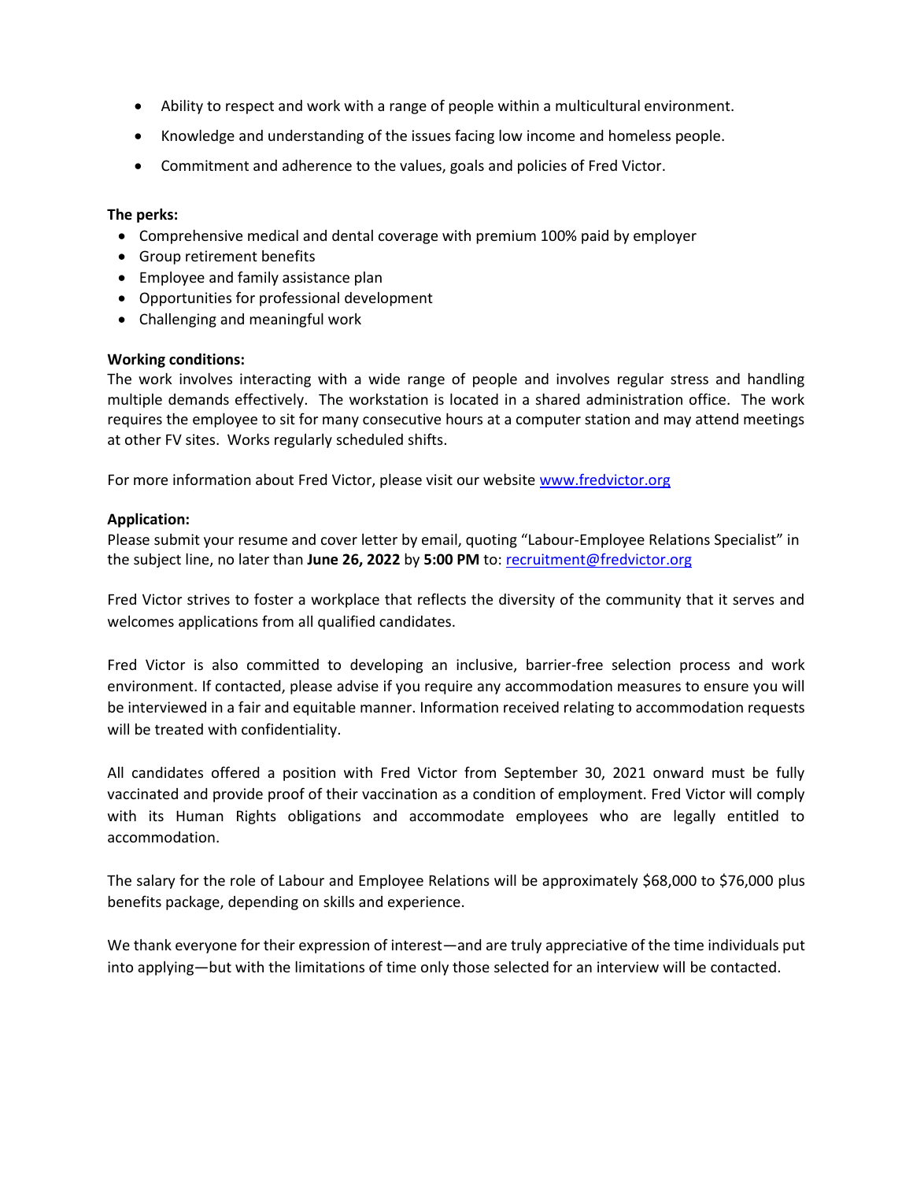- Ability to respect and work with a range of people within a multicultural environment.
- Knowledge and understanding of the issues facing low income and homeless people.
- Commitment and adherence to the values, goals and policies of Fred Victor.

**The perks:**

- Comprehensive medical and dental coverage with premium 100% paid by employer
- Group retirement benefits
- Employee and family assistance plan
- Opportunities for professional development
- Challenging and meaningful work

**Working conditions:**

The work involves interacting with a wide range of people and involves regular stress and handling multiple demands effectively. The workstation is located in a shared administration office. The work requires the employee to sit for many consecutive hours at a computer station and may attend meetings at other FV sites. Works regularly scheduled shifts.

For more information about Fred Victor, please visit our website www.fredvictor.org

**Application:**

Please submit your resume and cover letter by email, quoting "Labour-Employee Relations Specialist" in the subject line, no later than **June 26, 2022** by **5:00 PM** to: recruitment@fredvictor.org

Fred Victor strives to foster a workplace that reflects the diversity of the community that it serves and welcomes applications from all qualified candidates.

Fred Victor is also committed to developing an inclusive, barrier-free selection process and work environment. If contacted, please advise if you require any accommodation measures to ensure you will be interviewed in a fair and equitable manner. Information received relating to accommodation requests will be treated with confidentiality.

All candidates offered a position with Fred Victor from September 30, 2021 onward must be fully vaccinated and provide proof of their vaccination as a condition of employment. Fred Victor will comply with its Human Rights obligations and accommodate employees who are legally entitled to accommodation.

The salary for the role of Labour and Employee Relations will be approximately $68,000 to $76,000 plus benefits package, depending on skills and experience.

We thank everyone for their expression of interest—and are truly appreciative of the time individuals put into applying—but with the limitations of time only those selected for an interview will be contacted.